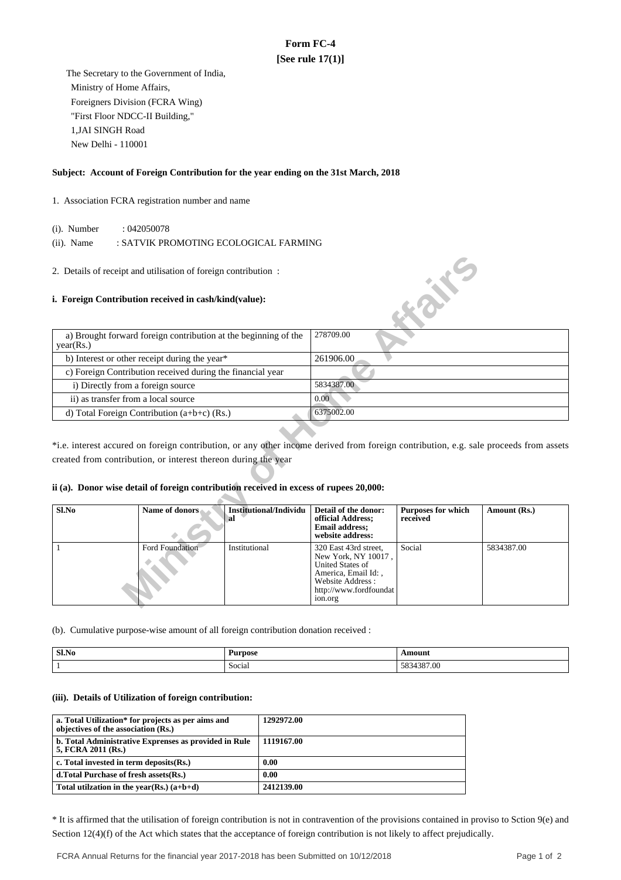# Form FC-4

## [See rule 17(1)]

The Secretary to the Government of India,
Ministry of Home Affairs,
Foreigners Division (FCRA Wing)
"First Floor NDCC-II Building,"
1,JAI SINGH Road
New Delhi - 110001

**Subject: Account of Foreign Contribution for the year ending on the 31st March, 2018**

1. Association FCRA registration number and name

(i). Number : 042050078

(ii). Name : SATVIK PROMOTING ECOLOGICAL FARMING

2. Details of receipt and utilisation of foreign contribution :

**i. Foreign Contribution received in cash/kind(value):**

| | |
|---|---|
| a) Brought forward foreign contribution at the beginning of the year(Rs.) | 278709.00 |
| b) Interest or other receipt during the year* | 261906.00 |
| c) Foreign Contribution received during the financial year | |
| i) Directly from a foreign source | 5834387.00 |
| ii) as transfer from a local source | 0.00 |
| d) Total Foreign Contribution (a+b+c) (Rs.) | 6375002.00 |

*i.e. interest accured on foreign contribution, or any other income derived from foreign contribution, e.g. sale proceeds from assets created from contribution, or interest thereon during the year

**ii (a). Donor wise detail of foreign contribution received in excess of rupees 20,000:**

| Sl.No | Name of donors | Institutional/Individual | Detail of the donor: official Address; Email address; website address: | Purposes for which received | Amount (Rs.) |
|---|---|---|---|---|---|
| 1 | Ford Foundation | Institutional | 320 East 43rd street, New York, NY 10017 , United States of America, Email Id: , Website Address : http://www.fordfoundation.org | Social | 5834387.00 |

(b). Cumulative purpose-wise amount of all foreign contribution donation received :

| Sl.No | Purpose | Amount |
|---|---|---|
| 1 | Social | 5834387.00 |

**(iii). Details of Utilization of foreign contribution:**

| | |
|---|---|
| **a. Total Utilization* for projects as per aims and objectives of the association (Rs.)** | **1292972.00** |
| **b. Total Administrative Exprenses as provided in Rule 5, FCRA 2011 (Rs.)** | **1119167.00** |
| **c. Total invested in term deposits(Rs.)** | **0.00** |
| **d.Total Purchase of fresh assets(Rs.)** | **0.00** |
| **Total utilzation in the year(Rs.) (a+b+d)** | **2412139.00** |

* It is affirmed that the utilisation of foreign contribution is not in contravention of the provisions contained in proviso to Sction 9(e) and Section 12(4)(f) of the Act which states that the acceptance of foreign contribution is not likely to affect prejudically.

FCRA Annual Returns for the financial year 2017-2018 has been Submitted on 10/12/2018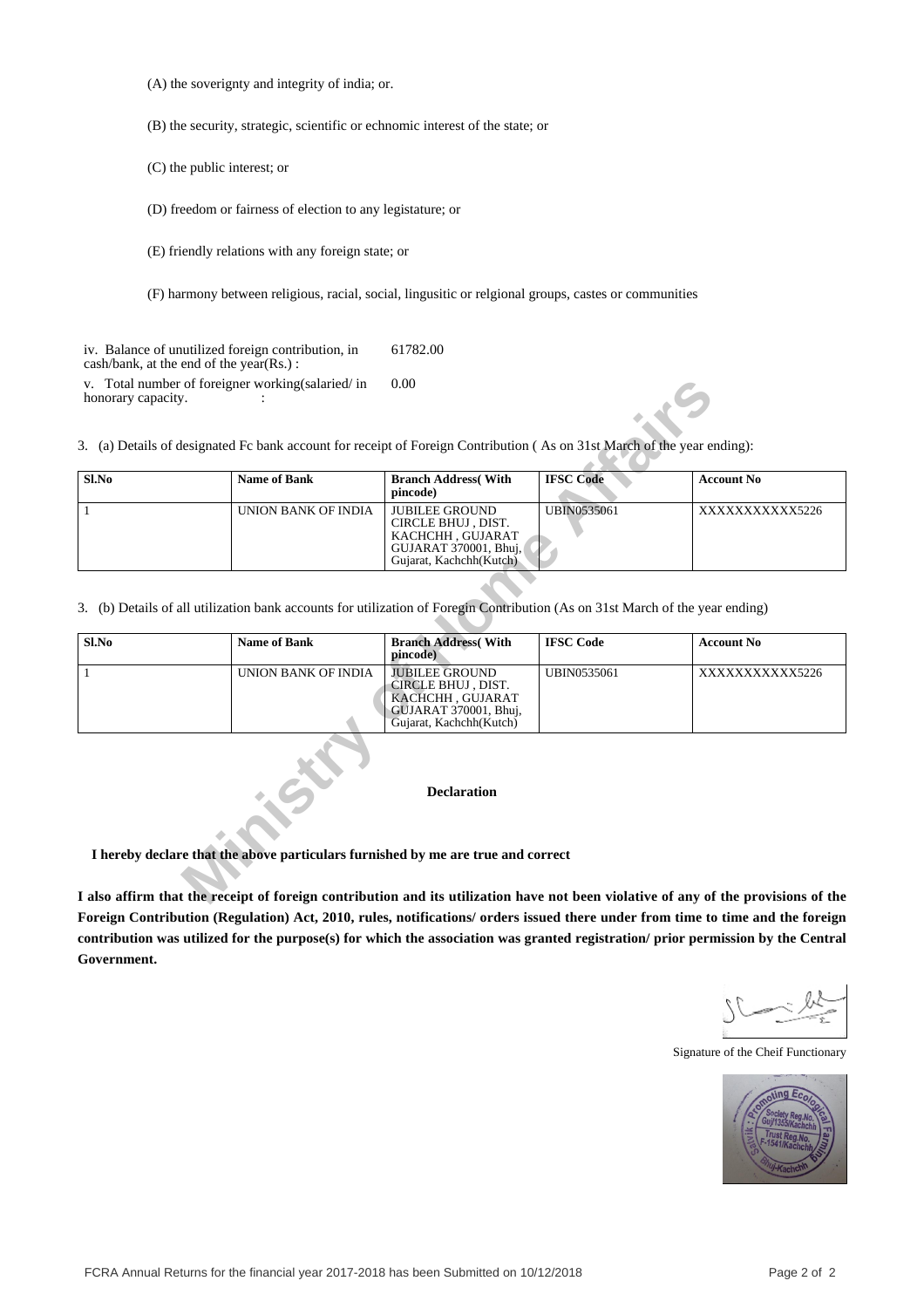(A) the soverignty and integrity of india; or.

(B) the security, strategic, scientific or echnomic interest of the state; or

(C) the public interest; or

(D) freedom or fairness of election to any legistature; or

(E) friendly relations with any foreign state; or

(F) harmony between religious, racial, social, lingusitic or relgional groups, castes or communities

| | |
|---|---|
| iv. Balance of unutilized foreign contribution, in cash/bank, at the end of the year(Rs.) : | 61782.00 |
| v. Total number of foreigner working(salaried/ in honorary capacity. : | 0.00 |

3. (a) Details of designated Fc bank account for receipt of Foreign Contribution ( As on 31st March of the year ending):

| Sl.No | Name of Bank | Branch Address( With pincode) | IFSC Code | Account No |
|---|---|---|---|---|
| 1 | UNION BANK OF INDIA | JUBILEE GROUND CIRCLE BHUJ , DIST. KACHCHH , GUJARAT GUJARAT 370001, Bhuj, Gujarat, Kachchh(Kutch) | UBIN0535061 | XXXXXXXXXXX5226 |

3. (b) Details of all utilization bank accounts for utilization of Foregin Contribution (As on 31st March of the year ending)

| Sl.No | Name of Bank | Branch Address( With pincode) | IFSC Code | Account No |
|---|---|---|---|---|
| 1 | UNION BANK OF INDIA | JUBILEE GROUND CIRCLE BHUJ , DIST. KACHCHH , GUJARAT GUJARAT 370001, Bhuj, Gujarat, Kachchh(Kutch) | UBIN0535061 | XXXXXXXXXXX5226 |

**Declaration**

**I hereby declare that the above particulars furnished by me are true and correct**

**I also affirm that the receipt of foreign contribution and its utilization have not been violative of any of the provisions of the Foreign Contribution (Regulation) Act, 2010, rules, notifications/ orders issued there under from time to time and the foreign contribution was utilized for the purpose(s) for which the association was granted registration/ prior permission by the Central Government.**

Signature of the Cheif Functionary

FCRA Annual Returns for the financial year 2017-2018 has been Submitted on 10/12/2018